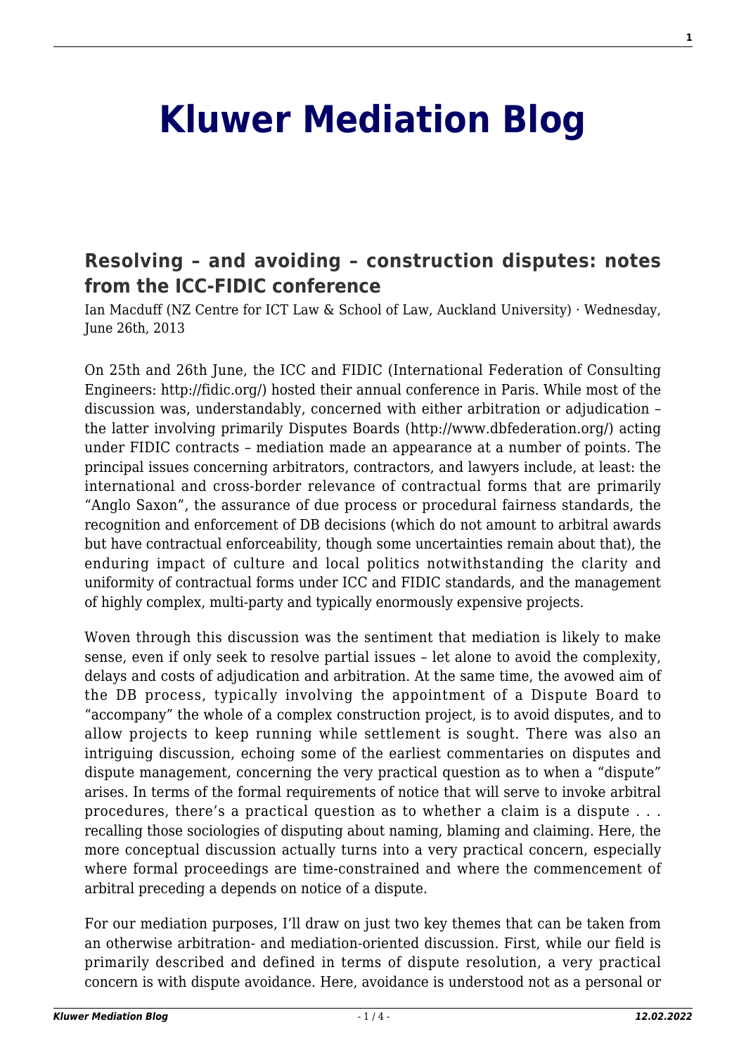# Kluwer Mediation Blog

## Resolving – and avoiding – construction disputes: notes from the ICC-FIDIC conference

Ian Macduff (NZ Centre for ICT Law & School of Law, Auckland University) · Wednesday, June 26th, 2013

On 25th and 26th June, the ICC and FIDIC (International Federation of Consulting Engineers: http://fidic.org/) hosted their annual conference in Paris. While most of the discussion was, understandably, concerned with either arbitration or adjudication – the latter involving primarily Disputes Boards (http://www.dbfederation.org/) acting under FIDIC contracts – mediation made an appearance at a number of points. The principal issues concerning arbitrators, contractors, and lawyers include, at least: the international and cross-border relevance of contractual forms that are primarily "Anglo Saxon", the assurance of due process or procedural fairness standards, the recognition and enforcement of DB decisions (which do not amount to arbitral awards but have contractual enforceability, though some uncertainties remain about that), the enduring impact of culture and local politics notwithstanding the clarity and uniformity of contractual forms under ICC and FIDIC standards, and the management of highly complex, multi-party and typically enormously expensive projects.

Woven through this discussion was the sentiment that mediation is likely to make sense, even if only seek to resolve partial issues – let alone to avoid the complexity, delays and costs of adjudication and arbitration. At the same time, the avowed aim of the DB process, typically involving the appointment of a Dispute Board to "accompany" the whole of a complex construction project, is to avoid disputes, and to allow projects to keep running while settlement is sought. There was also an intriguing discussion, echoing some of the earliest commentaries on disputes and dispute management, concerning the very practical question as to when a "dispute" arises. In terms of the formal requirements of notice that will serve to invoke arbitral procedures, there's a practical question as to whether a claim is a dispute . . . recalling those sociologies of disputing about naming, blaming and claiming. Here, the more conceptual discussion actually turns into a very practical concern, especially where formal proceedings are time-constrained and where the commencement of arbitral preceding a depends on notice of a dispute.

For our mediation purposes, I'll draw on just two key themes that can be taken from an otherwise arbitration- and mediation-oriented discussion. First, while our field is primarily described and defined in terms of dispute resolution, a very practical concern is with dispute avoidance. Here, avoidance is understood not as a personal or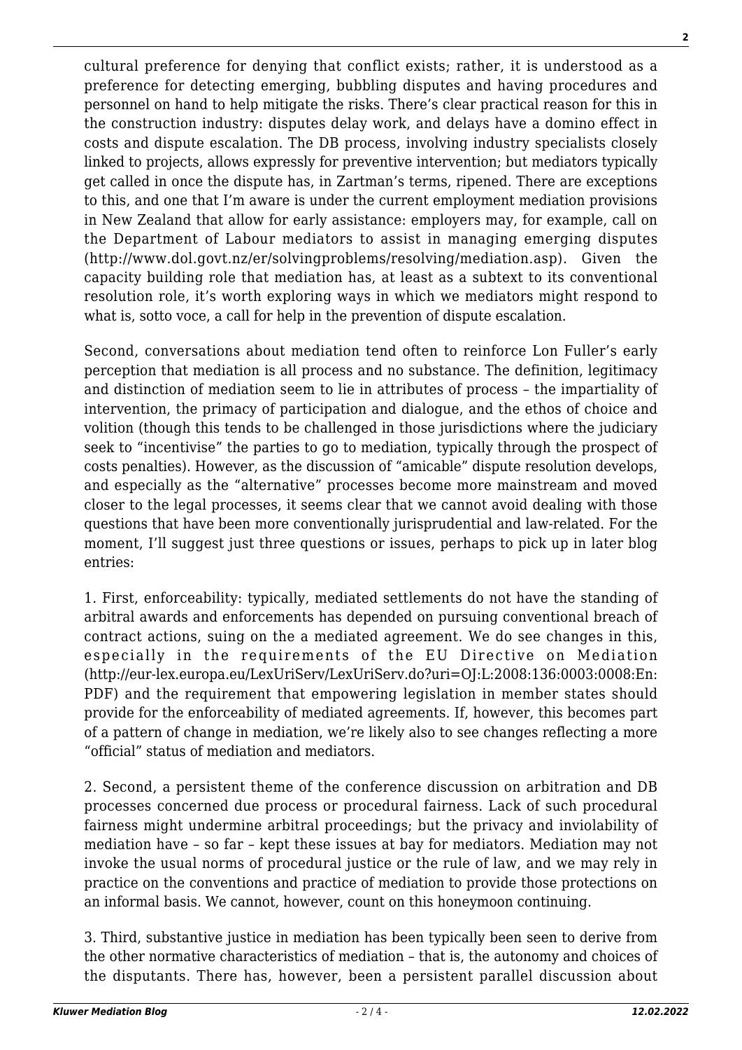cultural preference for denying that conflict exists; rather, it is understood as a preference for detecting emerging, bubbling disputes and having procedures and personnel on hand to help mitigate the risks. There's clear practical reason for this in the construction industry: disputes delay work, and delays have a domino effect in costs and dispute escalation. The DB process, involving industry specialists closely linked to projects, allows expressly for preventive intervention; but mediators typically get called in once the dispute has, in Zartman's terms, ripened. There are exceptions to this, and one that I'm aware is under the current employment mediation provisions in New Zealand that allow for early assistance: employers may, for example, call on the Department of Labour mediators to assist in managing emerging disputes (http://www.dol.govt.nz/er/solvingproblems/resolving/mediation.asp). Given the capacity building role that mediation has, at least as a subtext to its conventional resolution role, it's worth exploring ways in which we mediators might respond to what is, sotto voce, a call for help in the prevention of dispute escalation.

Second, conversations about mediation tend often to reinforce Lon Fuller's early perception that mediation is all process and no substance. The definition, legitimacy and distinction of mediation seem to lie in attributes of process – the impartiality of intervention, the primacy of participation and dialogue, and the ethos of choice and volition (though this tends to be challenged in those jurisdictions where the judiciary seek to "incentivise" the parties to go to mediation, typically through the prospect of costs penalties). However, as the discussion of "amicable" dispute resolution develops, and especially as the "alternative" processes become more mainstream and moved closer to the legal processes, it seems clear that we cannot avoid dealing with those questions that have been more conventionally jurisprudential and law-related. For the moment, I'll suggest just three questions or issues, perhaps to pick up in later blog entries:

1. First, enforceability: typically, mediated settlements do not have the standing of arbitral awards and enforcements has depended on pursuing conventional breach of contract actions, suing on the a mediated agreement. We do see changes in this, especially in the requirements of the EU Directive on Mediation (http://eur-lex.europa.eu/LexUriServ/LexUriServ.do?uri=OJ:L:2008:136:0003:0008:En:PDF) and the requirement that empowering legislation in member states should provide for the enforceability of mediated agreements. If, however, this becomes part of a pattern of change in mediation, we're likely also to see changes reflecting a more "official" status of mediation and mediators.

2. Second, a persistent theme of the conference discussion on arbitration and DB processes concerned due process or procedural fairness. Lack of such procedural fairness might undermine arbitral proceedings; but the privacy and inviolability of mediation have – so far – kept these issues at bay for mediators. Mediation may not invoke the usual norms of procedural justice or the rule of law, and we may rely in practice on the conventions and practice of mediation to provide those protections on an informal basis. We cannot, however, count on this honeymoon continuing.

3. Third, substantive justice in mediation has been typically been seen to derive from the other normative characteristics of mediation – that is, the autonomy and choices of the disputants. There has, however, been a persistent parallel discussion about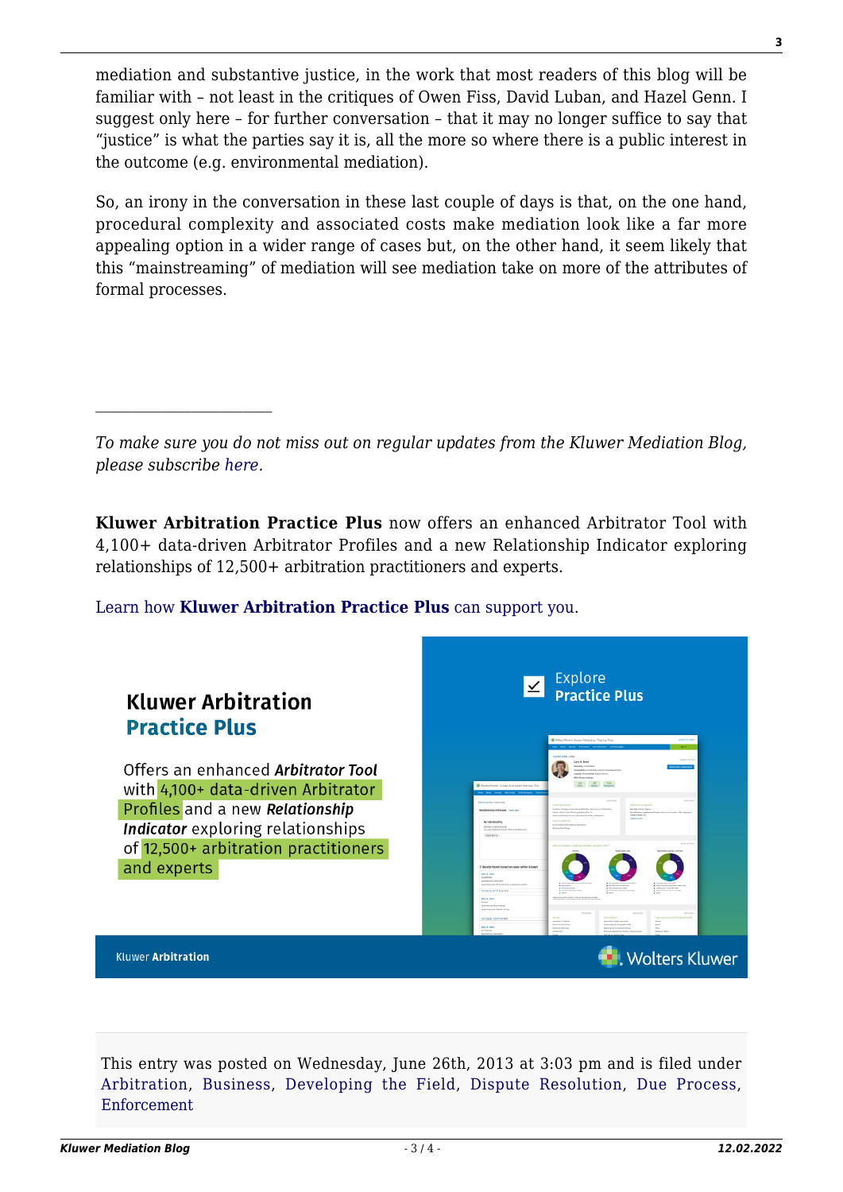mediation and substantive justice, in the work that most readers of this blog will be familiar with – not least in the critiques of Owen Fiss, David Luban, and Hazel Genn. I suggest only here – for further conversation – that it may no longer suffice to say that "justice" is what the parties say it is, all the more so where there is a public interest in the outcome (e.g. environmental mediation).

So, an irony in the conversation in these last couple of days is that, on the one hand, procedural complexity and associated costs make mediation look like a far more appealing option in a wider range of cases but, on the other hand, it seem likely that this "mainstreaming" of mediation will see mediation take on more of the attributes of formal processes.

---

*To make sure you do not miss out on regular updates from the Kluwer Mediation Blog, please subscribe here.*

**Kluwer Arbitration Practice Plus** now offers an enhanced Arbitrator Tool with 4,100+ data-driven Arbitrator Profiles and a new Relationship Indicator exploring relationships of 12,500+ arbitration practitioners and experts.

Learn how **Kluwer Arbitration Practice Plus** can support you.

This entry was posted on Wednesday, June 26th, 2013 at 3:03 pm and is filed under Arbitration, Business, Developing the Field, Dispute Resolution, Due Process, Enforcement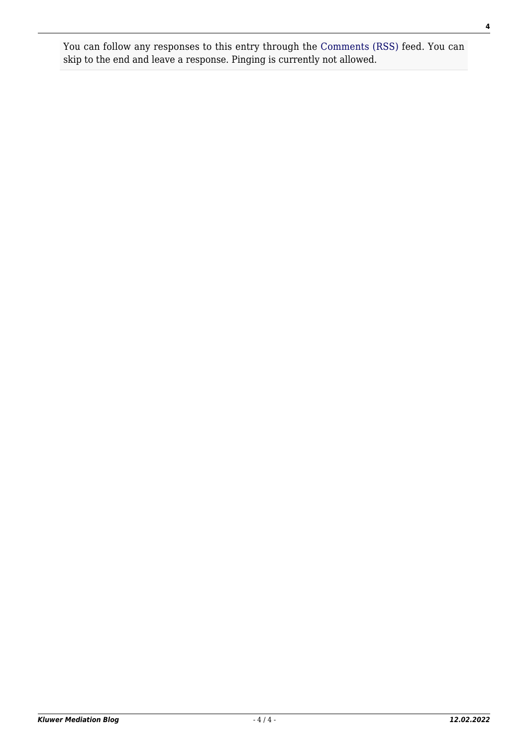You can follow any responses to this entry through the Comments (RSS) feed. You can skip to the end and leave a response. Pinging is currently not allowed.